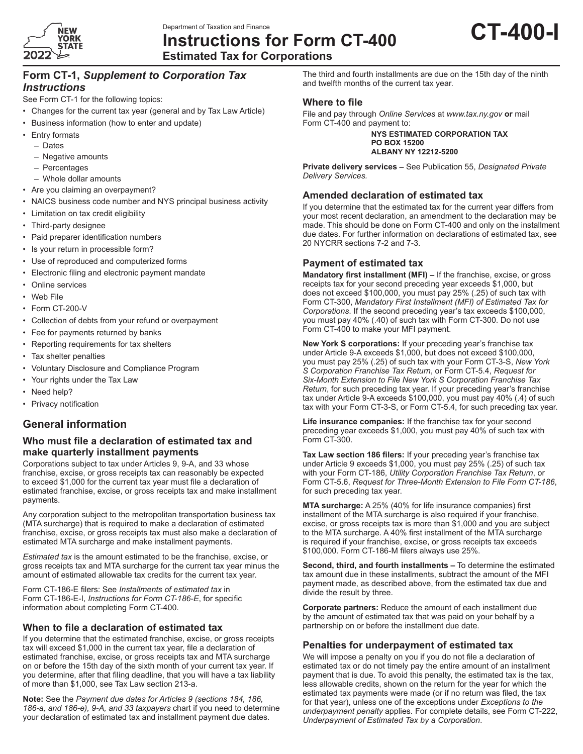Department of Taxation and Finance

# Instructions for Form CT-400

## Estimated Tax for Corporations

**CT-400-I**

## Form CT-1, *Supplement to Corporation Tax Instructions*

See Form CT-1 for the following topics:

- Changes for the current tax year (general and by Tax Law Article)
- Business information (how to enter and update)
- Entry formats
  - Dates
  - Negative amounts
  - Percentages
  - Whole dollar amounts
- Are you claiming an overpayment?
- NAICS business code number and NYS principal business activity
- Limitation on tax credit eligibility
- Third-party designee
- Paid preparer identification numbers
- Is your return in processible form?
- Use of reproduced and computerized forms
- Electronic filing and electronic payment mandate
- Online services
- Web File
- Form CT-200-V
- Collection of debts from your refund or overpayment
- Fee for payments returned by banks
- Reporting requirements for tax shelters
- Tax shelter penalties
- Voluntary Disclosure and Compliance Program
- Your rights under the Tax Law
- Need help?
- Privacy notification

## General information

### Who must file a declaration of estimated tax and make quarterly installment payments

Corporations subject to tax under Articles 9, 9-A, and 33 whose franchise, excise, or gross receipts tax can reasonably be expected to exceed $1,000 for the current tax year must file a declaration of estimated franchise, excise, or gross receipts tax and make installment payments.

Any corporation subject to the metropolitan transportation business tax (MTA surcharge) that is required to make a declaration of estimated franchise, excise, or gross receipts tax must also make a declaration of estimated MTA surcharge and make installment payments.

*Estimated tax* is the amount estimated to be the franchise, excise, or gross receipts tax and MTA surcharge for the current tax year minus the amount of estimated allowable tax credits for the current tax year.

Form CT-186-E filers: See *Installments of estimated tax* in Form CT-186-E-I, *Instructions for Form CT-186-E*, for specific information about completing Form CT-400.

### When to file a declaration of estimated tax

If you determine that the estimated franchise, excise, or gross receipts tax will exceed $1,000 in the current tax year, file a declaration of estimated franchise, excise, or gross receipts tax and MTA surcharge on or before the 15th day of the sixth month of your current tax year. If you determine, after that filing deadline, that you will have a tax liability of more than $1,000, see Tax Law section 213-a.

**Note:** See the *Payment due dates for Articles 9 (sections 184, 186, 186-a, and 186-e), 9-A, and 33 taxpayers* chart if you need to determine your declaration of estimated tax and installment payment due dates.

The third and fourth installments are due on the 15th day of the ninth and twelfth months of the current tax year.

### Where to file

File and pay through *Online Services* at *www.tax.ny.gov* **or** mail Form CT-400 and payment to:

**NYS ESTIMATED CORPORATION TAX**
**PO BOX 15200**
**ALBANY NY 12212-5200**

**Private delivery services –** See Publication 55, *Designated Private Delivery Services*.

### Amended declaration of estimated tax

If you determine that the estimated tax for the current year differs from your most recent declaration, an amendment to the declaration may be made. This should be done on Form CT-400 and only on the installment due dates. For further information on declarations of estimated tax, see 20 NYCRR sections 7-2 and 7-3.

### Payment of estimated tax

**Mandatory first installment (MFI) –** If the franchise, excise, or gross receipts tax for your second preceding year exceeds $1,000, but does not exceed $100,000, you must pay 25% (.25) of such tax with Form CT-300, *Mandatory First Installment (MFI) of Estimated Tax for Corporations*. If the second preceding year's tax exceeds $100,000, you must pay 40% (.40) of such tax with Form CT-300. Do not use Form CT-400 to make your MFI payment.

**New York S corporations:** If your preceding year's franchise tax under Article 9-A exceeds $1,000, but does not exceed $100,000, you must pay 25% (.25) of such tax with your Form CT-3-S, *New York S Corporation Franchise Tax Return*, or Form CT-5.4, *Request for Six-Month Extension to File New York S Corporation Franchise Tax Return*, for such preceding tax year. If your preceding year's franchise tax under Article 9-A exceeds $100,000, you must pay 40% (.4) of such tax with your Form CT-3-S, or Form CT-5.4, for such preceding tax year.

**Life insurance companies:** If the franchise tax for your second preceding year exceeds $1,000, you must pay 40% of such tax with Form CT-300.

**Tax Law section 186 filers:** If your preceding year's franchise tax under Article 9 exceeds $1,000, you must pay 25% (.25) of such tax with your Form CT-186, *Utility Corporation Franchise Tax Return*, or Form CT-5.6, *Request for Three-Month Extension to File Form CT-186*, for such preceding tax year.

**MTA surcharge:** A 25% (40% for life insurance companies) first installment of the MTA surcharge is also required if your franchise, excise, or gross receipts tax is more than $1,000 and you are subject to the MTA surcharge. A 40% first installment of the MTA surcharge is required if your franchise, excise, or gross receipts tax exceeds $100,000. Form CT-186-M filers always use 25%.

**Second, third, and fourth installments –** To determine the estimated tax amount due in these installments, subtract the amount of the MFI payment made, as described above, from the estimated tax due and divide the result by three.

**Corporate partners:** Reduce the amount of each installment due by the amount of estimated tax that was paid on your behalf by a partnership on or before the installment due date.

### Penalties for underpayment of estimated tax

We will impose a penalty on you if you do not file a declaration of estimated tax or do not timely pay the entire amount of an installment payment that is due. To avoid this penalty, the estimated tax is the tax, less allowable credits, shown on the return for the year for which the estimated tax payments were made (or if no return was filed, the tax for that year), unless one of the exceptions under *Exceptions to the underpayment penalty* applies. For complete details, see Form CT-222, *Underpayment of Estimated Tax by a Corporation*.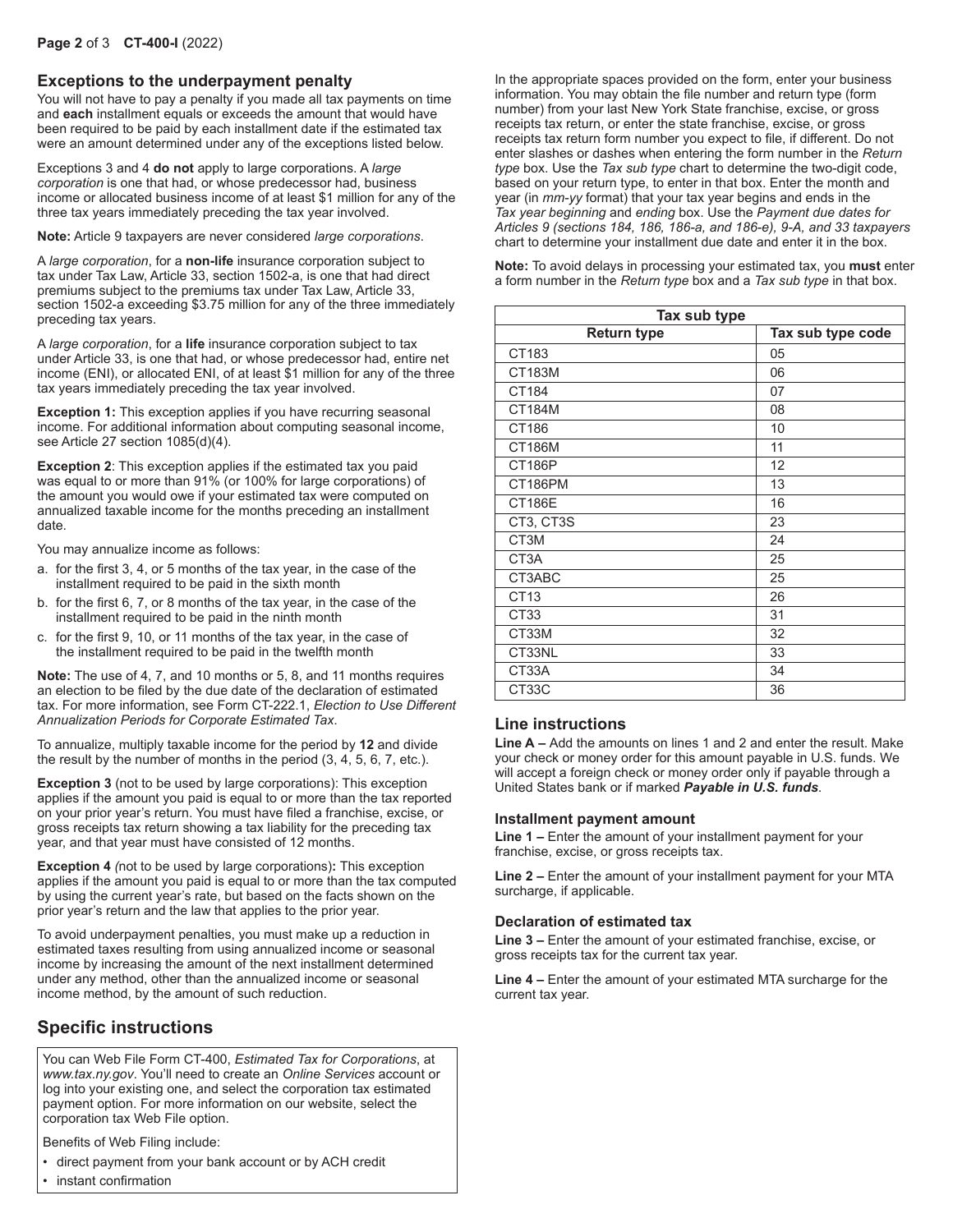## Exceptions to the underpayment penalty

You will not have to pay a penalty if you made all tax payments on time and **each** installment equals or exceeds the amount that would have been required to be paid by each installment date if the estimated tax were an amount determined under any of the exceptions listed below.

Exceptions 3 and 4 **do not** apply to large corporations. A *large corporation* is one that had, or whose predecessor had, business income or allocated business income of at least $1 million for any of the three tax years immediately preceding the tax year involved.

**Note:** Article 9 taxpayers are never considered *large corporations*.

A *large corporation*, for a **non-life** insurance corporation subject to tax under Tax Law, Article 33, section 1502-a, is one that had direct premiums subject to the premiums tax under Tax Law, Article 33, section 1502-a exceeding $3.75 million for any of the three immediately preceding tax years.

A *large corporation*, for a **life** insurance corporation subject to tax under Article 33, is one that had, or whose predecessor had, entire net income (ENI), or allocated ENI, of at least $1 million for any of the three tax years immediately preceding the tax year involved.

**Exception 1:** This exception applies if you have recurring seasonal income. For additional information about computing seasonal income, see Article 27 section 1085(d)(4).

**Exception 2**: This exception applies if the estimated tax you paid was equal to or more than 91% (or 100% for large corporations) of the amount you would owe if your estimated tax were computed on annualized taxable income for the months preceding an installment date.

You may annualize income as follows:

a. for the first 3, 4, or 5 months of the tax year, in the case of the installment required to be paid in the sixth month
b. for the first 6, 7, or 8 months of the tax year, in the case of the installment required to be paid in the ninth month
c. for the first 9, 10, or 11 months of the tax year, in the case of the installment required to be paid in the twelfth month

**Note:** The use of 4, 7, and 10 months or 5, 8, and 11 months requires an election to be filed by the due date of the declaration of estimated tax. For more information, see Form CT-222.1, *Election to Use Different Annualization Periods for Corporate Estimated Tax*.

To annualize, multiply taxable income for the period by **12** and divide the result by the number of months in the period (3, 4, 5, 6, 7, etc.).

**Exception 3** (not to be used by large corporations): This exception applies if the amount you paid is equal to or more than the tax reported on your prior year's return. You must have filed a franchise, excise, or gross receipts tax return showing a tax liability for the preceding tax year, and that year must have consisted of 12 months.

**Exception 4** *(*not to be used by large corporations)**:** This exception applies if the amount you paid is equal to or more than the tax computed by using the current year's rate, but based on the facts shown on the prior year's return and the law that applies to the prior year.

To avoid underpayment penalties, you must make up a reduction in estimated taxes resulting from using annualized income or seasonal income by increasing the amount of the next installment determined under any method, other than the annualized income or seasonal income method, by the amount of such reduction.

## Specific instructions

You can Web File Form CT-400, *Estimated Tax for Corporations*, at *www.tax.ny.gov*. You'll need to create an *Online Services* account or log into your existing one, and select the corporation tax estimated payment option. For more information on our website, select the corporation tax Web File option.

Benefits of Web Filing include:

- direct payment from your bank account or by ACH credit
- instant confirmation

In the appropriate spaces provided on the form, enter your business information. You may obtain the file number and return type (form number) from your last New York State franchise, excise, or gross receipts tax return, or enter the state franchise, excise, or gross receipts tax return form number you expect to file, if different. Do not enter slashes or dashes when entering the form number in the *Return type* box. Use the *Tax sub type* chart to determine the two-digit code, based on your return type, to enter in that box. Enter the month and year (in *mm-yy* format) that your tax year begins and ends in the *Tax year beginning* and *ending* box. Use the *Payment due dates for Articles 9 (sections 184, 186, 186-a, and 186-e), 9-A, and 33 taxpayers* chart to determine your installment due date and enter it in the box.

**Note:** To avoid delays in processing your estimated tax, you **must** enter a form number in the *Return type* box and a *Tax sub type* in that box.

| Tax sub type | |
|---|---|
| **Return type** | **Tax sub type code** |
| CT183 | 05 |
| CT183M | 06 |
| CT184 | 07 |
| CT184M | 08 |
| CT186 | 10 |
| CT186M | 11 |
| CT186P | 12 |
| CT186PM | 13 |
| CT186E | 16 |
| CT3, CT3S | 23 |
| CT3M | 24 |
| CT3A | 25 |
| CT3ABC | 25 |
| CT13 | 26 |
| CT33 | 31 |
| CT33M | 32 |
| CT33NL | 33 |
| CT33A | 34 |
| CT33C | 36 |

## Line instructions

**Line A –** Add the amounts on lines 1 and 2 and enter the result. Make your check or money order for this amount payable in U.S. funds. We will accept a foreign check or money order only if payable through a United States bank or if marked ***Payable in U.S. funds***.

### Installment payment amount

**Line 1 –** Enter the amount of your installment payment for your franchise, excise, or gross receipts tax.

**Line 2 –** Enter the amount of your installment payment for your MTA surcharge, if applicable.

### Declaration of estimated tax

**Line 3 –** Enter the amount of your estimated franchise, excise, or gross receipts tax for the current tax year.

**Line 4 –** Enter the amount of your estimated MTA surcharge for the current tax year.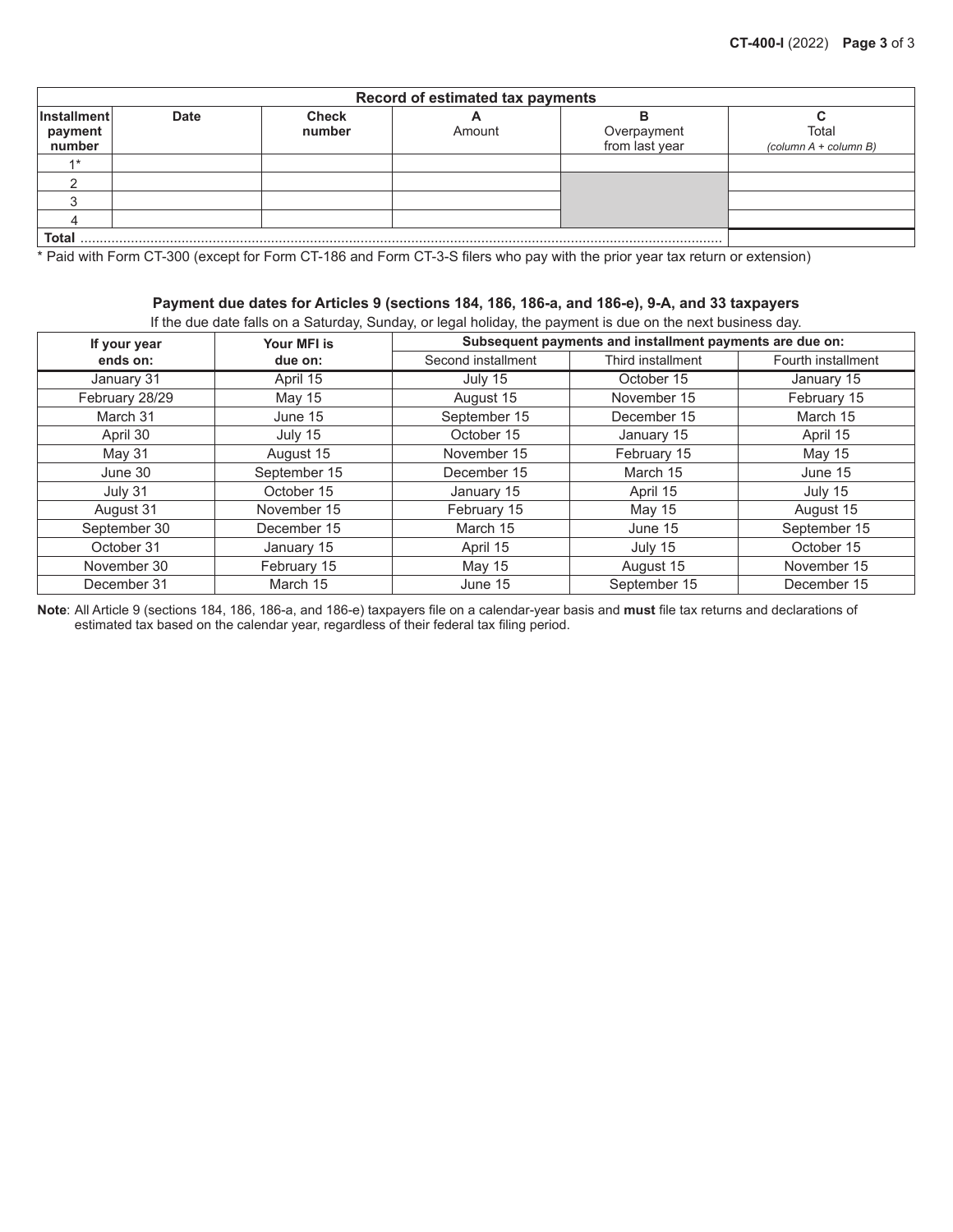| Record of estimated tax payments | | | | | |
|---|---|---|---|---|---|
| Installment payment number | Date | Check number | A<br>Amount | B<br>Overpayment from last year | C<br>Total<br>*(column A + column B)* |
| 1* | | | | | |
| 2 | | | | | |
| 3 | | | | | |
| 4 | | | | | |
| **Total** | | | | | |

\* Paid with Form CT-300 (except for Form CT-186 and Form CT-3-S filers who pay with the prior year tax return or extension)

### Payment due dates for Articles 9 (sections 184, 186, 186-a, and 186-e), 9-A, and 33 taxpayers

If the due date falls on a Saturday, Sunday, or legal holiday, the payment is due on the next business day.

| If your year ends on: | Your MFI is due on: | Subsequent payments and installment payments are due on: | | |
|---|---|---|---|---|
| | | Second installment | Third installment | Fourth installment |
| January 31 | April 15 | July 15 | October 15 | January 15 |
| February 28/29 | May 15 | August 15 | November 15 | February 15 |
| March 31 | June 15 | September 15 | December 15 | March 15 |
| April 30 | July 15 | October 15 | January 15 | April 15 |
| May 31 | August 15 | November 15 | February 15 | May 15 |
| June 30 | September 15 | December 15 | March 15 | June 15 |
| July 31 | October 15 | January 15 | April 15 | July 15 |
| August 31 | November 15 | February 15 | May 15 | August 15 |
| September 30 | December 15 | March 15 | June 15 | September 15 |
| October 31 | January 15 | April 15 | July 15 | October 15 |
| November 30 | February 15 | May 15 | August 15 | November 15 |
| December 31 | March 15 | June 15 | September 15 | December 15 |

**Note**: All Article 9 (sections 184, 186, 186-a, and 186-e) taxpayers file on a calendar-year basis and **must** file tax returns and declarations of estimated tax based on the calendar year, regardless of their federal tax filing period.